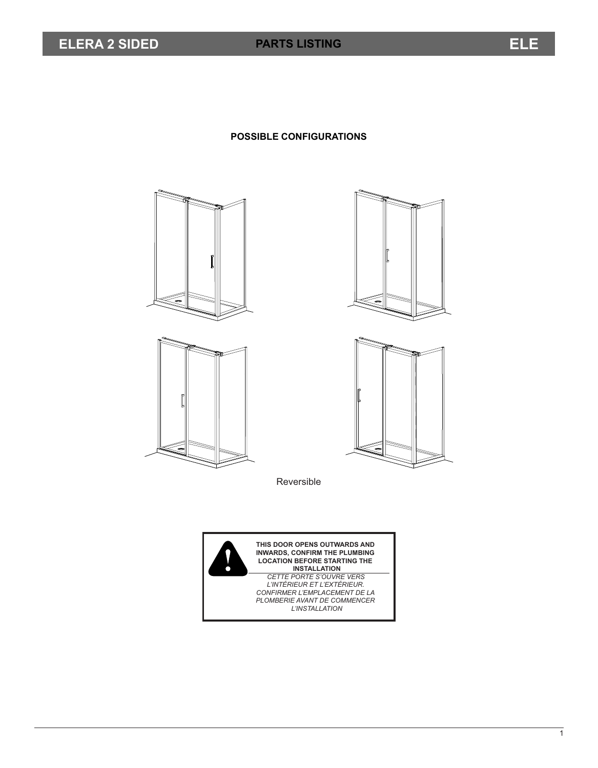# ELERA 2 SIDED

## PARTS LISTING

**ELE**

### POSSIBLE CONFIGURATIONS

Reversible

**THIS DOOR OPENS OUTWARDS AND INWARDS, CONFIRM THE PLUMBING LOCATION BEFORE STARTING THE INSTALLATION**

*CETTE PORTE S'OUVRE VERS L'INTÉRIEUR ET L'EXTÉRIEUR. CONFIRMER L'EMPLACEMENT DE LA PLOMBERIE AVANT DE COMMENCER L'INSTALLATION*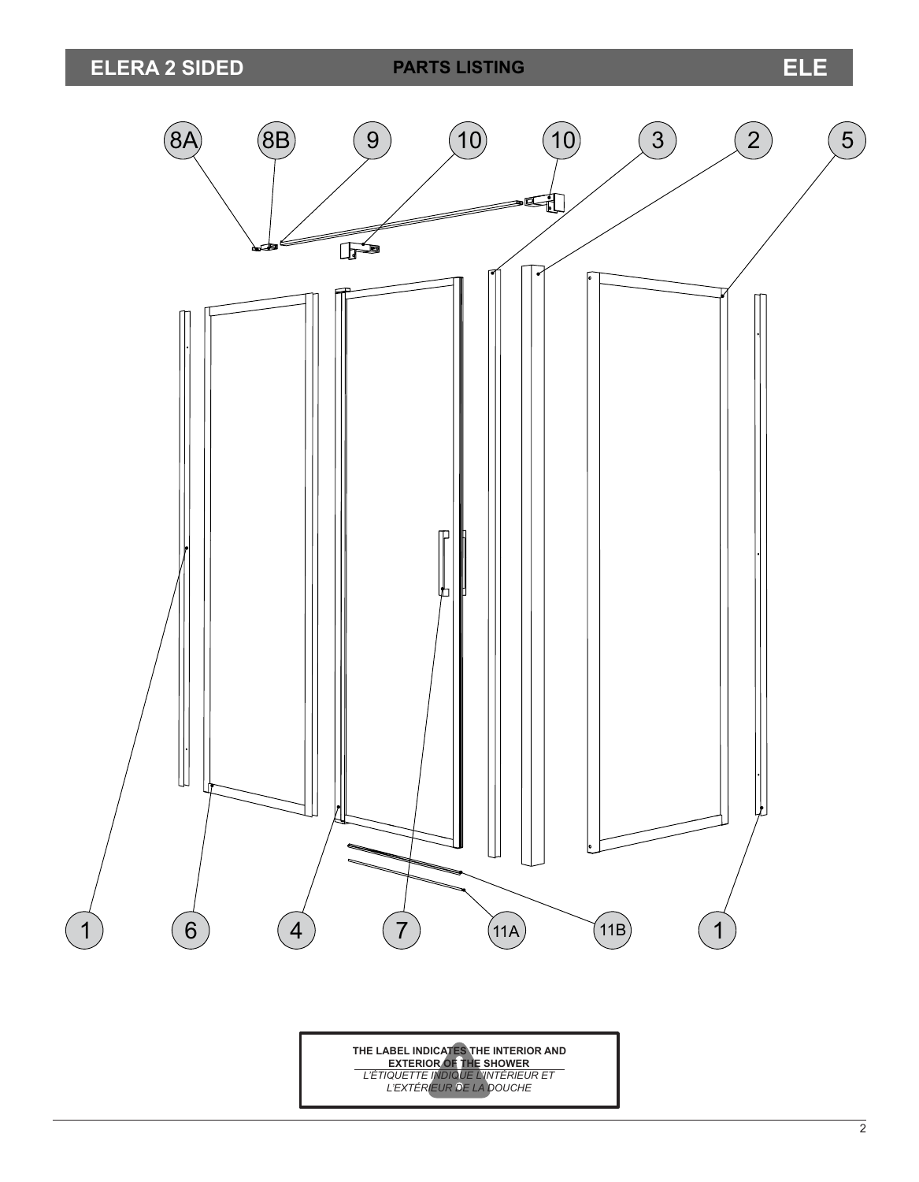# ELERA 2 SIDED — PARTS LISTING — ELE

8A 8B 9 10 10 3 2 5

1 6 4 7 11A 11B 1

**THE LABEL INDICATES THE INTERIOR AND EXTERIOR OF THE SHOWER**

*L'ÉTIQUETTE INDIQUE L'INTÉRIEUR ET L'EXTÉRIEUR DE LA DOUCHE*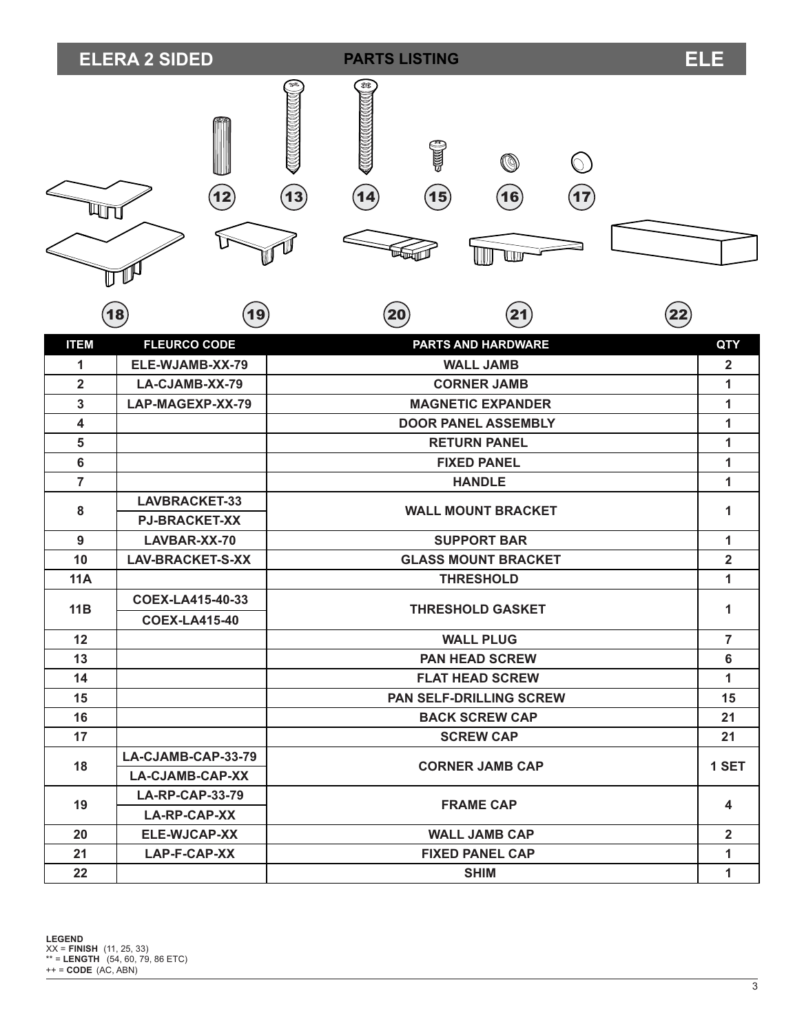## ELERA 2 SIDED — PARTS LISTING — ELE

12 13 14 15 16 17

18 19 20 21 22

| ITEM | FLEURCO CODE | PARTS AND HARDWARE | QTY |
|---|---|---|---|
| 1 | ELE-WJAMB-XX-79 | WALL JAMB | 2 |
| 2 | LA-CJAMB-XX-79 | CORNER JAMB | 1 |
| 3 | LAP-MAGEXP-XX-79 | MAGNETIC EXPANDER | 1 |
| 4 | | DOOR PANEL ASSEMBLY | 1 |
| 5 | | RETURN PANEL | 1 |
| 6 | | FIXED PANEL | 1 |
| 7 | | HANDLE | 1 |
| 8 | LAVBRACKET-33<br>PJ-BRACKET-XX | WALL MOUNT BRACKET | 1 |
| 9 | LAVBAR-XX-70 | SUPPORT BAR | 1 |
| 10 | LAV-BRACKET-S-XX | GLASS MOUNT BRACKET | 2 |
| 11A | | THRESHOLD | 1 |
| 11B | COEX-LA415-40-33<br>COEX-LA415-40 | THRESHOLD GASKET | 1 |
| 12 | | WALL PLUG | 7 |
| 13 | | PAN HEAD SCREW | 6 |
| 14 | | FLAT HEAD SCREW | 1 |
| 15 | | PAN SELF-DRILLING SCREW | 15 |
| 16 | | BACK SCREW CAP | 21 |
| 17 | | SCREW CAP | 21 |
| 18 | LA-CJAMB-CAP-33-79<br>LA-CJAMB-CAP-XX | CORNER JAMB CAP | 1 SET |
| 19 | LA-RP-CAP-33-79<br>LA-RP-CAP-XX | FRAME CAP | 4 |
| 20 | ELE-WJCAP-XX | WALL JAMB CAP | 2 |
| 21 | LAP-F-CAP-XX | FIXED PANEL CAP | 1 |
| 22 | | SHIM | 1 |

**LEGEND**
XX = **FINISH** (11, 25, 33)
** = **LENGTH** (54, 60, 79, 86 ETC)
++ = **CODE** (AC, ABN)